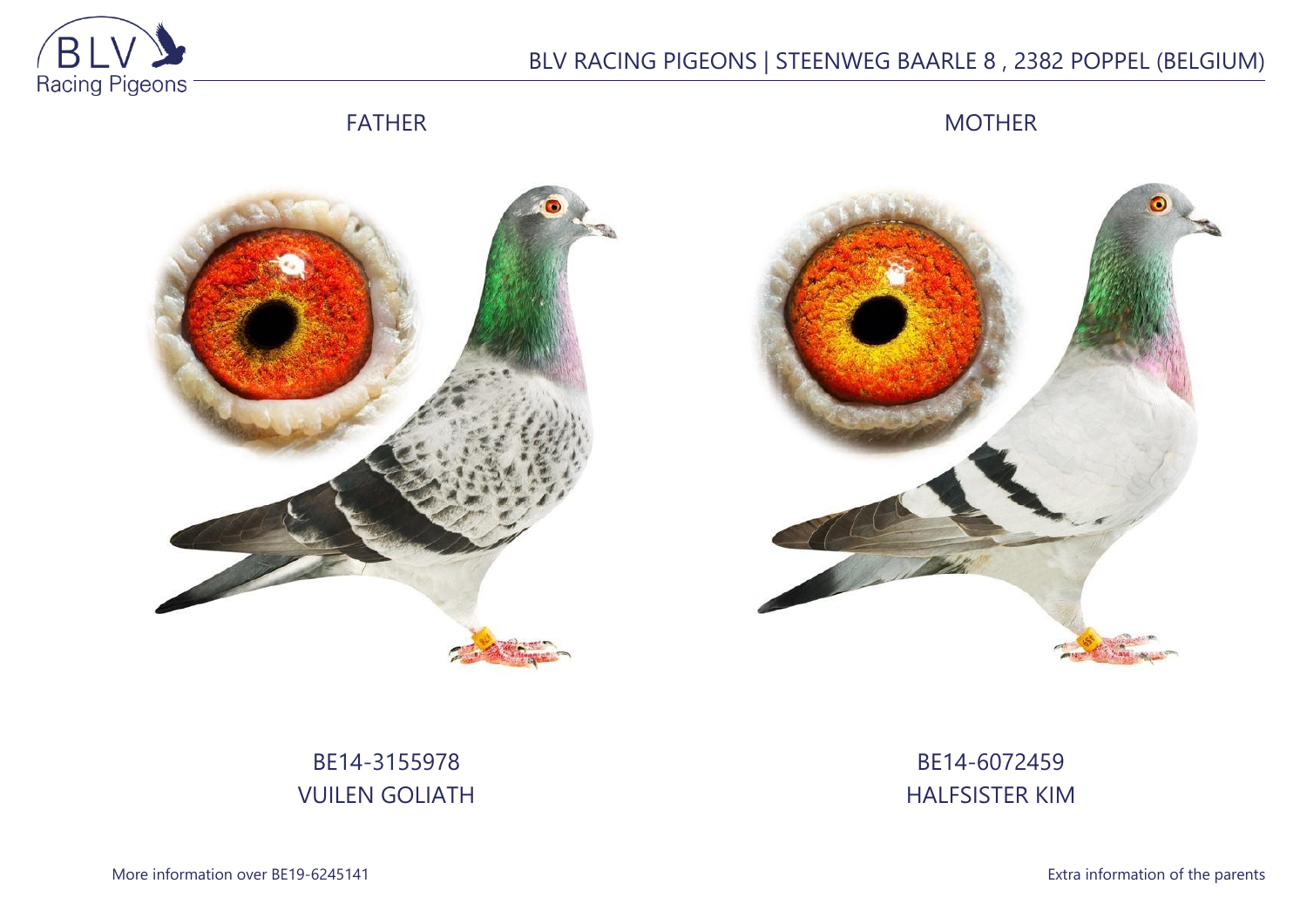BLV RACING PIGEONS | STEENWEG BAARLE 8 , 2382 POPPEL (BELGIUM)

FATHER

MOTHER

BE14-3155978
VUILEN GOLIATH

BE14-6072459
HALFSISTER KIM

More information over BE19-6245141

Extra information of the parents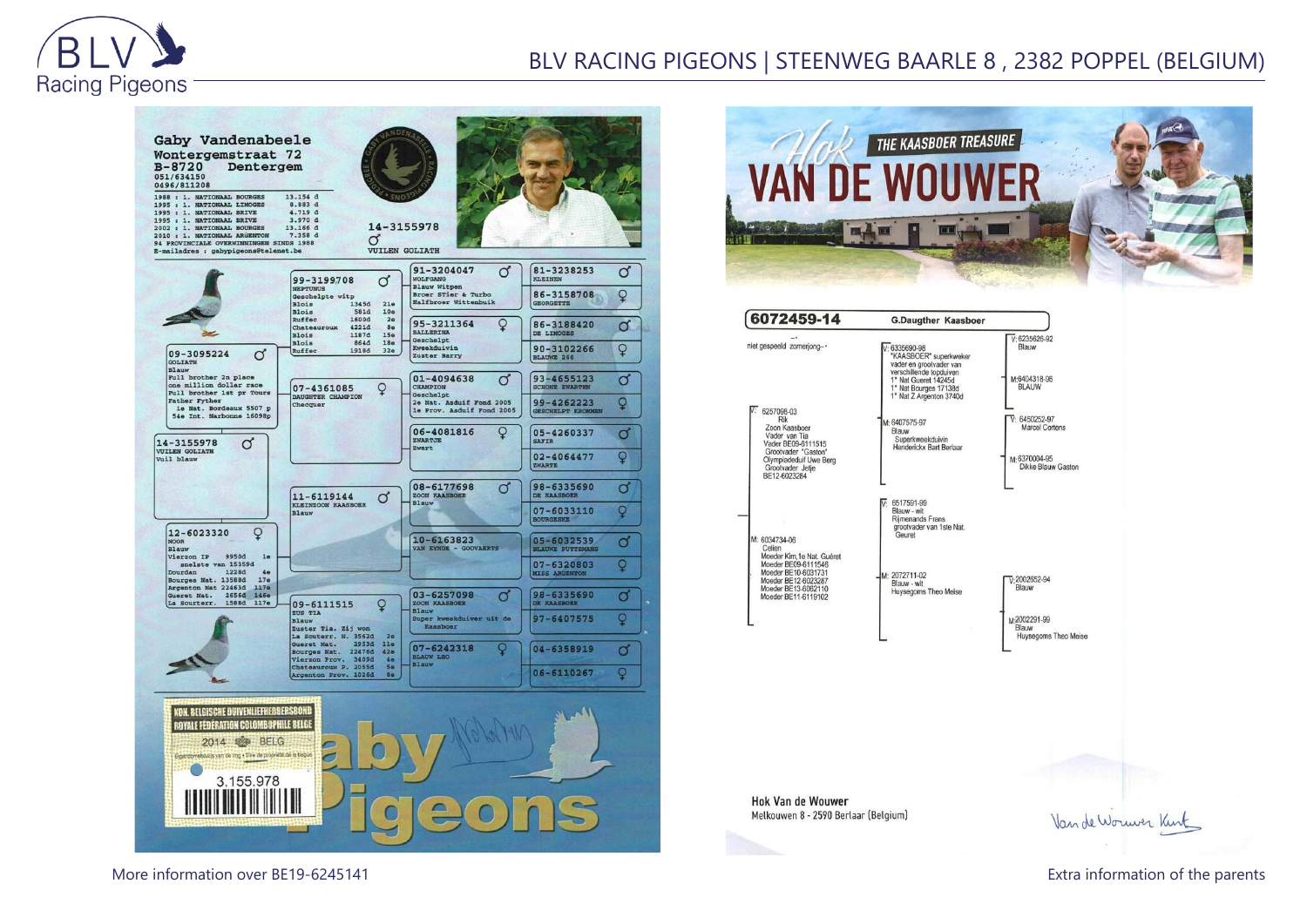# BLV RACING PIGEONS | STEENWEG BAARLE 8 , 2382 POPPEL (BELGIUM)

**Gaby Vandenabeele**
Wontergemstraat 72
B-8720 Dentergem
051/634150
0496/811208

1988 : 1. NATIONAAL BOURGES 13.154 d
1995 : 1. NATIONAAL LIMOGES 8.883 d
1995 : 1. NATIONAAL BRIVE 4.719 d
1995 : 1. NATIONAAL BRIVE 3.970 d
2002 : 1. NATIONAAL BOURGES 13.166 d
2010 : 1. NATIONAAL ARGENTON 7.358 d
94 PROVINCIALE OVERWINNINGEN SINDS 1988
E-mailadres : gabypigeons@telenet.be

14-3155978 ♂
VUILEN GOLIATH

**14-3155978** ♂
VUILEN GOLIATH
Vuil blauw

**09-3095224** ♂
GOLIATH
Blauw
Full brother 2n place one million dollar race
Full brother 1st pr Tours
Father Fyther
1e Nat. Bordeaux 5507 p
54e Int. Narbonne 16098p

**99-3199708** ♂
NEPTUNUS
Geschelpte witp
Blois 1345d 21e
Blois 581d 10e
Ruffec 1600d 2e
Chateauroux 4221d 8e
Blois 1187d 15e
Blois 864d 18e
Ruffec 1918d 32e

**91-3204047** ♂
WOLFGANG
Blauw Witpen
Broer STier & Turbo
Halfbroer Wittenbuik

**81-3238253** ♂ KLEINEN
**86-3158708** ♀ GEORGETTE

**95-3211364** ♀
BALLERINA
Geschelpt
Kweekduivin
Zuster Barry

**86-3188420** ♂ DE LIMOGES
**90-3102266** ♀ BLAUWE 266

**07-4361085** ♀
DAUGHTER CHAMPION CHAMPION
Chequer

**01-4094638** ♂
CHAMPION
Geschelpt
2e Nat. Asduif Fond 2005
1e Prov. Asduif Fond 2005

**93-4655123** ♂ SCHONE ZWARTEN
**99-4262223** ♀ GESCHELPT KROMMEN

**06-4081816** ♀
ZWARTJE
Zwart

**05-4260337** ♂ SAFIR
**02-4064477** ♀ ZWARTE

**12-6023320** ♀
NOOR
Blauw
Vierzon IP 9950d 1e
snelste van 15359d
Dourdan 1228d 4e
Bourges Nat. 13588d 17e
Argenton Nat 22463d 117e
Gueret Nat. 2656d 165e
La Souterr. 1588d 117e

**11-6119144** ♂
KLEINZOON KAASBOER
Blauw

**08-6177698** ♂
ZOON KAASBOER
Blauw

**98-6335690** ♂ DE KAASBOER
**07-6033110** ♀ BOURGESKE

**10-6163823** ♀
VAN EYNDE - GOOVAERTS

**05-6032539** ♂ BLAUWE PUTTEMANS
**07-6320803** ♀ MISS ARGENTON

**09-6111515** ♀
ZUS TIA
Blauw
Zuster Tia, Zij won
La Souterr. N. 3562d 2e
Gueret Nat. 2953d 11e
Bourges Nat. 22476d 42e
Vierzon Prov. 3409d 4e
Chateauroux P. 2055d 5e
Argenton Prov. 1026d 8e

**03-6257098** ♂
ZOON KAASBOER
Blauw
Super kweekduiver uit de Kaasboer

**98-6335690** ♂ DE KAASBOER
**97-6407575** ♀

**07-6242318** ♀
BLAUW LEO
Blauw

**04-6358919** ♂
**06-6110267** ♀

KON. BELGISCHE DUIVENLIEFHEBBERSBOND
ROYALE FÉDÉRATION COLOMBOPHILE BELGE
2014 BELG
3.155.978

Gaby Pigeons

---

## Hok VAN DE WOUWER
THE KAASBOER TREASURE

**6072459-14** — G.Daugther Kaasboer

niet gespeeld zomerjong--

V: 6257098-03
Rik
Zoon Kaasboer
Vader van Tia
Vader BE09-6111515
Grootvader "Gaston"
Olympiadeduif Uwe Berg
Grootvader Jetje
BE12-6023284

V: 6335690-98
"KAASBOER" superkweker
vader en grootvader van verschillende topduiven
1° Nat Gueret 14245d
1° Nat Bourges 17138d
1° Nat Z Argenton 3740d

V: 6235626-92
Blauw

M: 6404318-96
BLAUW

M: 6407575-97
Blauw
Superkweekduivin
Herdericks Bart Berlaar

V: 6450252-97
Marcel Cortens

M: 6370004-95
Dikke Blauw Gaston

M: 6034734-06
Celien
Moeder Kim,1e Nat. Guéret
Moeder BE09-6111546
Moeder BE10-6031731
Moeder BE12-6023287
Moeder BE13-6062110
Moeder BE11-6119102

V: 6517591-99
Blauw - wit
Rijmenands Frans
grootvader van 1ste Nat. Geuret

M: 2072711-02
Blauw - wit
Huysegoms Theo Meise

V: 2002652-94
Blauw

M: 2002291-99
Blauw
Huysegoms Theo Meise

Hok Van de Wouwer
Melkouwen 8 - 2590 Berlaar (Belgium)

Van de Wouwer Kurt

More information over BE19-6245141

Extra information of the parents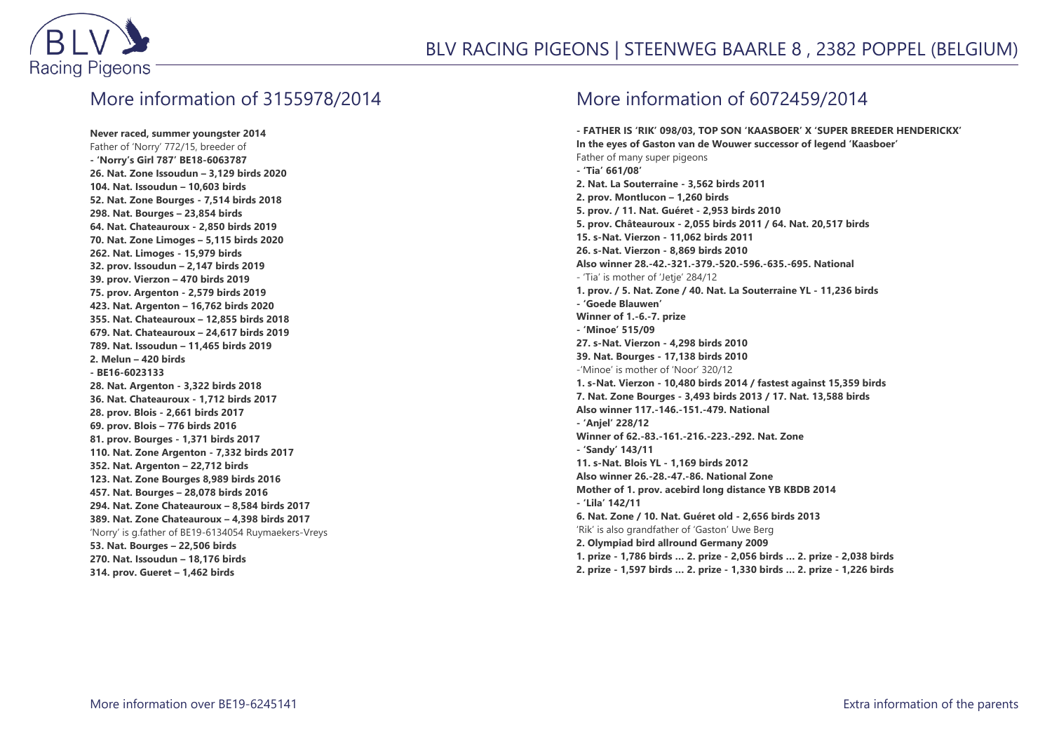## More information of 3155978/2014

**Never raced, summer youngster 2014**
Father of 'Norry' 772/15, breeder of
**- 'Norry's Girl 787' BE18-6063787**
**26. Nat. Zone Issoudun – 3,129 birds 2020**
**104. Nat. Issoudun – 10,603 birds**
**52. Nat. Zone Bourges - 7,514 birds 2018**
**298. Nat. Bourges – 23,854 birds**
**64. Nat. Chateauroux - 2,850 birds 2019**
**70. Nat. Zone Limoges – 5,115 birds 2020**
**262. Nat. Limoges - 15,979 birds**
**32. prov. Issoudun – 2,147 birds 2019**
**39. prov. Vierzon – 470 birds 2019**
**75. prov. Argenton - 2,579 birds 2019**
**423. Nat. Argenton – 16,762 birds 2020**
**355. Nat. Chateauroux – 12,855 birds 2018**
**679. Nat. Chateauroux – 24,617 birds 2019**
**789. Nat. Issoudun – 11,465 birds 2019**
**2. Melun – 420 birds**
**- BE16-6023133**
**28. Nat. Argenton - 3,322 birds 2018**
**36. Nat. Chateauroux - 1,712 birds 2017**
**28. prov. Blois - 2,661 birds 2017**
**69. prov. Blois – 776 birds 2016**
**81. prov. Bourges - 1,371 birds 2017**
**110. Nat. Zone Argenton - 7,332 birds 2017**
**352. Nat. Argenton – 22,712 birds**
**123. Nat. Zone Bourges 8,989 birds 2016**
**457. Nat. Bourges – 28,078 birds 2016**
**294. Nat. Zone Chateauroux – 8,584 birds 2017**
**389. Nat. Zone Chateauroux – 4,398 birds 2017**
'Norry' is g.father of BE19-6134054 Ruymaekers-Vreys
**53. Nat. Bourges – 22,506 birds**
**270. Nat. Issoudun – 18,176 birds**
**314. prov. Gueret – 1,462 birds**

## More information of 6072459/2014

**- FATHER IS 'RIK' 098/03, TOP SON 'KAASBOER' X 'SUPER BREEDER HENDERICKX'**
**In the eyes of Gaston van de Wouwer successor of legend 'Kaasboer'**
Father of many super pigeons
**- 'Tia' 661/08'**
**2. Nat. La Souterraine - 3,562 birds 2011**
**2. prov. Montlucon – 1,260 birds**
**5. prov. / 11. Nat. Guéret - 2,953 birds 2010**
**5. prov. Châteauroux - 2,055 birds 2011 / 64. Nat. 20,517 birds**
**15. s-Nat. Vierzon - 11,062 birds 2011**
**26. s-Nat. Vierzon - 8,869 birds 2010**
**Also winner 28.-42.-321.-379.-520.-596.-635.-695. National**
- 'Tia' is mother of 'Jetje' 284/12
**1. prov. / 5. Nat. Zone / 40. Nat. La Souterraine YL - 11,236 birds**
**- 'Goede Blauwen'**
**Winner of 1.-6.-7. prize**
**- 'Minoe' 515/09**
**27. s-Nat. Vierzon - 4,298 birds 2010**
**39. Nat. Bourges - 17,138 birds 2010**
-'Minoe' is mother of 'Noor' 320/12
**1. s-Nat. Vierzon - 10,480 birds 2014 / fastest against 15,359 birds**
**7. Nat. Zone Bourges - 3,493 birds 2013 / 17. Nat. 13,588 birds**
**Also winner 117.-146.-151.-479. National**
**- 'Anjel' 228/12**
**Winner of 62.-83.-161.-216.-223.-292. Nat. Zone**
**- 'Sandy' 143/11**
**11. s-Nat. Blois YL - 1,169 birds 2012**
**Also winner 26.-28.-47.-86. National Zone**
**Mother of 1. prov. acebird long distance YB KBDB 2014**
**- 'Lila' 142/11**
**6. Nat. Zone / 10. Nat. Guéret old - 2,656 birds 2013**
'Rik' is also grandfather of 'Gaston' Uwe Berg
**2. Olympiad bird allround Germany 2009**
**1. prize - 1,786 birds … 2. prize - 2,056 birds … 2. prize - 2,038 birds**
**2. prize - 1,597 birds … 2. prize - 1,330 birds … 2. prize - 1,226 birds**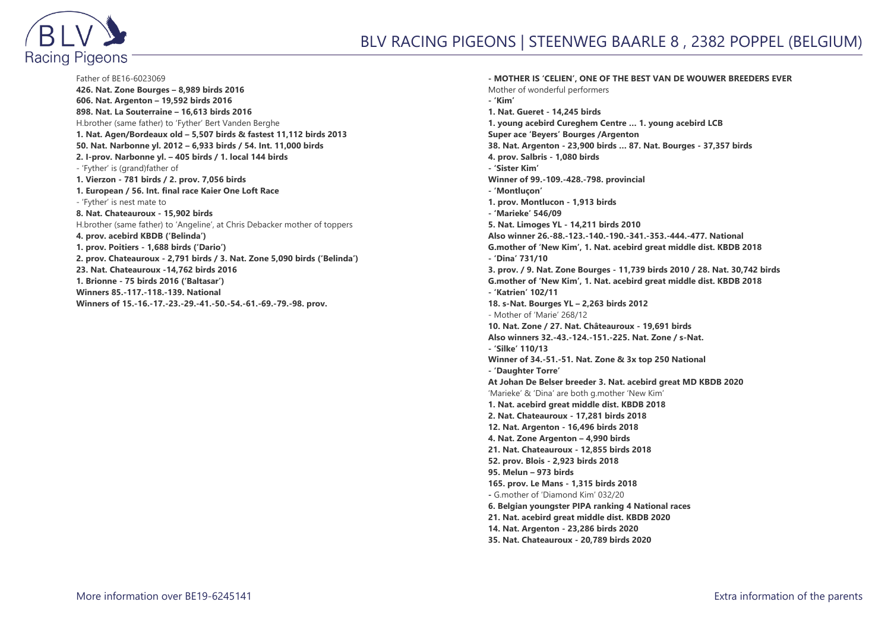Father of BE16-6023069
**426. Nat. Zone Bourges – 8,989 birds 2016**
**606. Nat. Argenton – 19,592 birds 2016**
**898. Nat. La Souterraine – 16,613 birds 2016**
H.brother (same father) to 'Fyther' Bert Vanden Berghe
**1. Nat. Agen/Bordeaux old – 5,507 birds & fastest 11,112 birds 2013**
**50. Nat. Narbonne yl. 2012 – 6,933 birds / 54. Int. 11,000 birds**
**2. I-prov. Narbonne yl. – 405 birds / 1. local 144 birds**
- 'Fyther' is (grand)father of
**1. Vierzon - 781 birds / 2. prov. 7,056 birds**
**1. European / 56. Int. final race Kaier One Loft Race**
- 'Fyther' is nest mate to
**8. Nat. Chateauroux - 15,902 birds**
H.brother (same father) to 'Angeline', at Chris Debacker mother of toppers
**4. prov. acebird KBDB ('Belinda')**
**1. prov. Poitiers - 1,688 birds ('Dario')**
**2. prov. Chateauroux - 2,791 birds / 3. Nat. Zone 5,090 birds ('Belinda')**
**23. Nat. Chateauroux -14,762 birds 2016**
**1. Brionne - 75 birds 2016 ('Baltasar')**
**Winners 85.-117.-118.-139. National**
**Winners of 15.-16.-17.-23.-29.-41.-50.-54.-61.-69.-79.-98. prov.**

**- MOTHER IS 'CELIEN', ONE OF THE BEST VAN DE WOUWER BREEDERS EVER**
Mother of wonderful performers
**- 'Kim'**
**1. Nat. Gueret - 14,245 birds**
**1. young acebird Cureghem Centre … 1. young acebird LCB**
**Super ace 'Beyers' Bourges /Argenton**
**38. Nat. Argenton - 23,900 birds … 87. Nat. Bourges - 37,357 birds**
**4. prov. Salbris - 1,080 birds**
**- 'Sister Kim'**
**Winner of 99.-109.-428.-798. provincial**
**- 'Montluçon'**
**1. prov. Montlucon - 1,913 birds**
**- 'Marieke' 546/09**
**5. Nat. Limoges YL - 14,211 birds 2010**
**Also winner 26.-88.-123.-140.-190.-341.-353.-444.-477. National**
**G.mother of 'New Kim', 1. Nat. acebird great middle dist. KBDB 2018**
**- 'Dina' 731/10**
**3. prov. / 9. Nat. Zone Bourges - 11,739 birds 2010 / 28. Nat. 30,742 birds**
**G.mother of 'New Kim', 1. Nat. acebird great middle dist. KBDB 2018**
**- 'Katrien' 102/11**
**18. s-Nat. Bourges YL – 2,263 birds 2012**
- Mother of 'Marie' 268/12
**10. Nat. Zone / 27. Nat. Châteauroux - 19,691 birds**
**Also winners 32.-43.-124.-151.-225. Nat. Zone / s-Nat.**
**- 'Silke' 110/13**
**Winner of 34.-51.-51. Nat. Zone & 3x top 250 National**
**- 'Daughter Torre'**
**At Johan De Belser breeder 3. Nat. acebird great MD KBDB 2020**
'Marieke' & 'Dina' are both g.mother 'New Kim'
**1. Nat. acebird great middle dist. KBDB 2018**
**2. Nat. Chateauroux - 17,281 birds 2018**
**12. Nat. Argenton - 16,496 birds 2018**
**4. Nat. Zone Argenton – 4,990 birds**
**21. Nat. Chateauroux - 12,855 birds 2018**
**52. prov. Blois - 2,923 birds 2018**
**95. Melun – 973 birds**
**165. prov. Le Mans - 1,315 birds 2018**
**-** G.mother of 'Diamond Kim' 032/20
**6. Belgian youngster PIPA ranking 4 National races**
**21. Nat. acebird great middle dist. KBDB 2020**
**14. Nat. Argenton - 23,286 birds 2020**
**35. Nat. Chateauroux - 20,789 birds 2020**

More information over BE19-6245141

Extra information of the parents